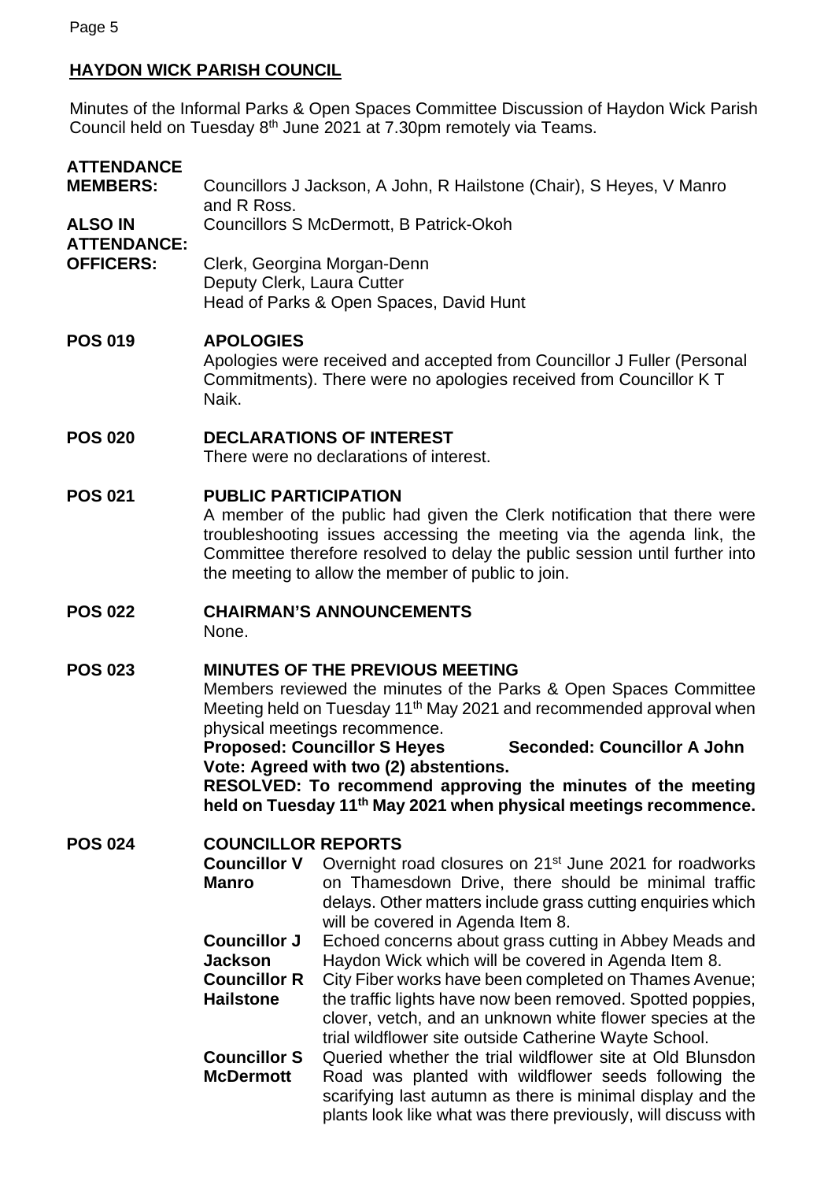## HAYDON WICK PARISH COUNCIL

Minutes of the Informal Parks & Open Spaces Committee Discussion of Haydon Wick Parish Council held on Tuesday 8th June 2021 at 7.30pm remotely via Teams.

**ATTENDANCE**

**MEMBERS:** Councillors J Jackson, A John, R Hailstone (Chair), S Heyes, V Manro and R Ross.

**ALSO IN ATTENDANCE:** Councillors S McDermott, B Patrick-Okoh

**OFFICERS:** Clerk, Georgina Morgan-Denn
Deputy Clerk, Laura Cutter
Head of Parks & Open Spaces, David Hunt

**POS 019 APOLOGIES**

Apologies were received and accepted from Councillor J Fuller (Personal Commitments). There were no apologies received from Councillor K T Naik.

**POS 020 DECLARATIONS OF INTEREST**

There were no declarations of interest.

**POS 021 PUBLIC PARTICIPATION**

A member of the public had given the Clerk notification that there were troubleshooting issues accessing the meeting via the agenda link, the Committee therefore resolved to delay the public session until further into the meeting to allow the member of public to join.

**POS 022 CHAIRMAN'S ANNOUNCEMENTS**

None.

**POS 023 MINUTES OF THE PREVIOUS MEETING**

Members reviewed the minutes of the Parks & Open Spaces Committee Meeting held on Tuesday 11th May 2021 and recommended approval when physical meetings recommence.

**Proposed: Councillor S Heyes Seconded: Councillor A John**
**Vote: Agreed with two (2) abstentions.**
**RESOLVED: To recommend approving the minutes of the meeting held on Tuesday 11th May 2021 when physical meetings recommence.**

**POS 024 COUNCILLOR REPORTS**

| | |
|---|---|
| **Councillor V Manro** | Overnight road closures on 21st June 2021 for roadworks on Thamesdown Drive, there should be minimal traffic delays. Other matters include grass cutting enquiries which will be covered in Agenda Item 8. |
| **Councillor J Jackson** | Echoed concerns about grass cutting in Abbey Meads and Haydon Wick which will be covered in Agenda Item 8. |
| **Councillor R Hailstone** | City Fiber works have been completed on Thames Avenue; the traffic lights have now been removed. Spotted poppies, clover, vetch, and an unknown white flower species at the trial wildflower site outside Catherine Wayte School. |
| **Councillor S McDermott** | Queried whether the trial wildflower site at Old Blunsdon Road was planted with wildflower seeds following the scarifying last autumn as there is minimal display and the plants look like what was there previously, will discuss with |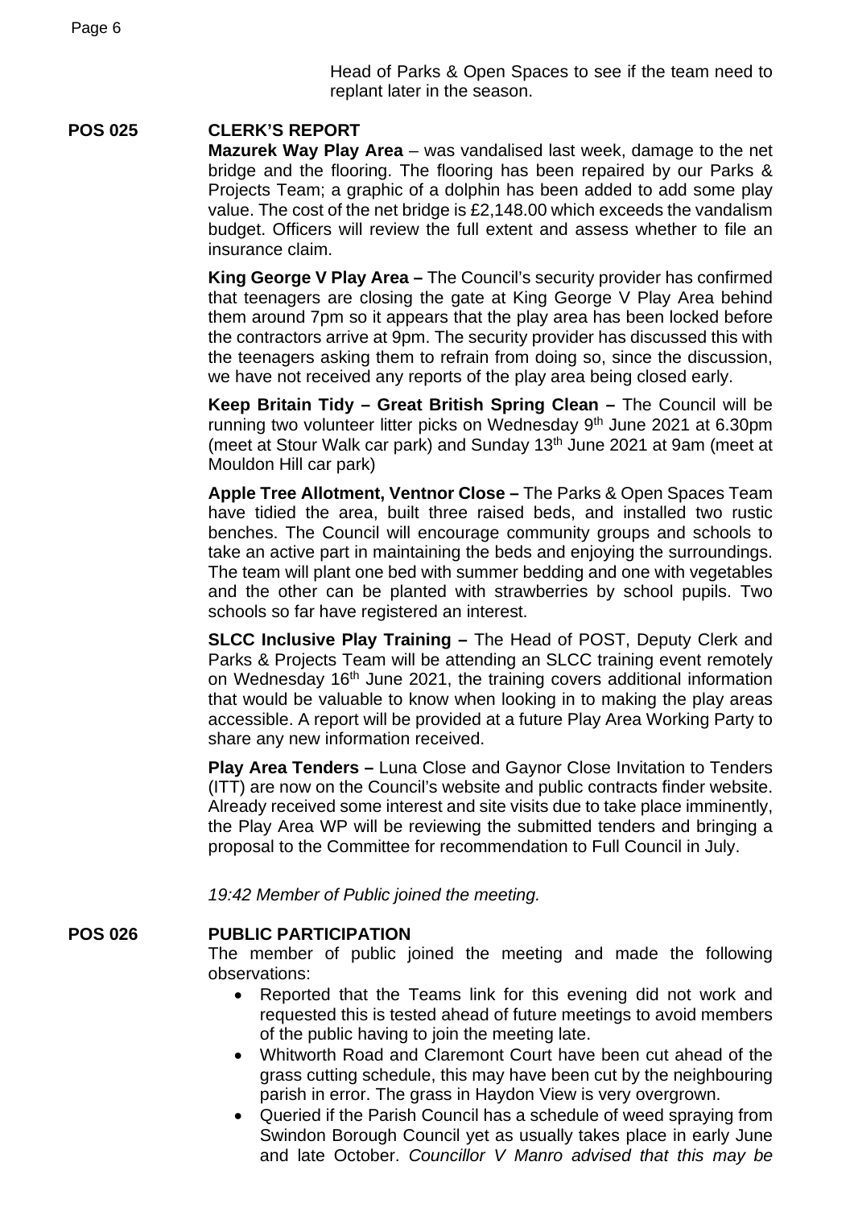Head of Parks & Open Spaces to see if the team need to replant later in the season.

**POS 025 CLERK'S REPORT**

**Mazurek Way Play Area** – was vandalised last week, damage to the net bridge and the flooring. The flooring has been repaired by our Parks & Projects Team; a graphic of a dolphin has been added to add some play value. The cost of the net bridge is £2,148.00 which exceeds the vandalism budget. Officers will review the full extent and assess whether to file an insurance claim.

**King George V Play Area –** The Council's security provider has confirmed that teenagers are closing the gate at King George V Play Area behind them around 7pm so it appears that the play area has been locked before the contractors arrive at 9pm. The security provider has discussed this with the teenagers asking them to refrain from doing so, since the discussion, we have not received any reports of the play area being closed early.

**Keep Britain Tidy – Great British Spring Clean –** The Council will be running two volunteer litter picks on Wednesday 9th June 2021 at 6.30pm (meet at Stour Walk car park) and Sunday 13th June 2021 at 9am (meet at Mouldon Hill car park)

**Apple Tree Allotment, Ventnor Close –** The Parks & Open Spaces Team have tidied the area, built three raised beds, and installed two rustic benches. The Council will encourage community groups and schools to take an active part in maintaining the beds and enjoying the surroundings. The team will plant one bed with summer bedding and one with vegetables and the other can be planted with strawberries by school pupils. Two schools so far have registered an interest.

**SLCC Inclusive Play Training –** The Head of POST, Deputy Clerk and Parks & Projects Team will be attending an SLCC training event remotely on Wednesday 16th June 2021, the training covers additional information that would be valuable to know when looking in to making the play areas accessible. A report will be provided at a future Play Area Working Party to share any new information received.

**Play Area Tenders –** Luna Close and Gaynor Close Invitation to Tenders (ITT) are now on the Council's website and public contracts finder website. Already received some interest and site visits due to take place imminently, the Play Area WP will be reviewing the submitted tenders and bringing a proposal to the Committee for recommendation to Full Council in July.

*19:42 Member of Public joined the meeting.*

**POS 026 PUBLIC PARTICIPATION**

The member of public joined the meeting and made the following observations:

- Reported that the Teams link for this evening did not work and requested this is tested ahead of future meetings to avoid members of the public having to join the meeting late.
- Whitworth Road and Claremont Court have been cut ahead of the grass cutting schedule, this may have been cut by the neighbouring parish in error. The grass in Haydon View is very overgrown.
- Queried if the Parish Council has a schedule of weed spraying from Swindon Borough Council yet as usually takes place in early June and late October. *Councillor V Manro advised that this may be*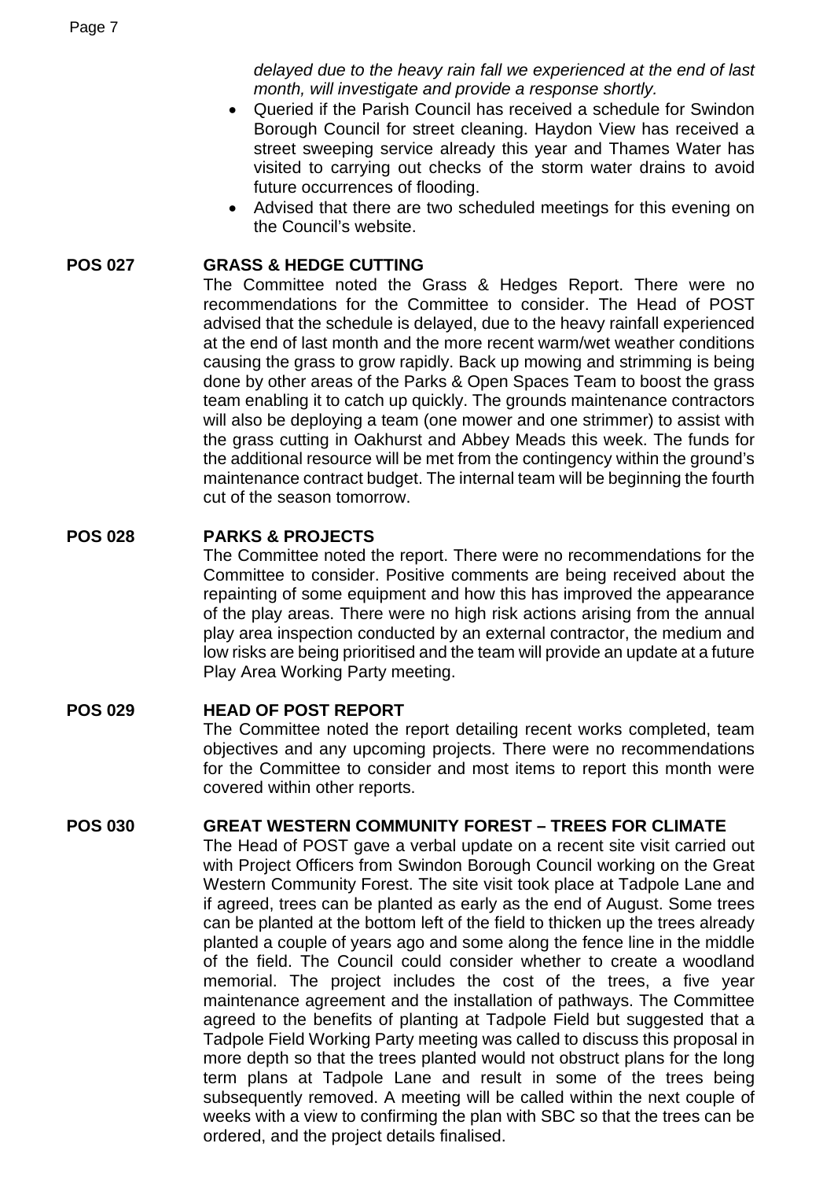*delayed due to the heavy rain fall we experienced at the end of last month, will investigate and provide a response shortly.*

- Queried if the Parish Council has received a schedule for Swindon Borough Council for street cleaning. Haydon View has received a street sweeping service already this year and Thames Water has visited to carrying out checks of the storm water drains to avoid future occurrences of flooding.
- Advised that there are two scheduled meetings for this evening on the Council's website.

**POS 027 GRASS & HEDGE CUTTING**

The Committee noted the Grass & Hedges Report. There were no recommendations for the Committee to consider. The Head of POST advised that the schedule is delayed, due to the heavy rainfall experienced at the end of last month and the more recent warm/wet weather conditions causing the grass to grow rapidly. Back up mowing and strimming is being done by other areas of the Parks & Open Spaces Team to boost the grass team enabling it to catch up quickly. The grounds maintenance contractors will also be deploying a team (one mower and one strimmer) to assist with the grass cutting in Oakhurst and Abbey Meads this week. The funds for the additional resource will be met from the contingency within the ground's maintenance contract budget. The internal team will be beginning the fourth cut of the season tomorrow.

**POS 028 PARKS & PROJECTS**

The Committee noted the report. There were no recommendations for the Committee to consider. Positive comments are being received about the repainting of some equipment and how this has improved the appearance of the play areas. There were no high risk actions arising from the annual play area inspection conducted by an external contractor, the medium and low risks are being prioritised and the team will provide an update at a future Play Area Working Party meeting.

**POS 029 HEAD OF POST REPORT**

The Committee noted the report detailing recent works completed, team objectives and any upcoming projects. There were no recommendations for the Committee to consider and most items to report this month were covered within other reports.

**POS 030 GREAT WESTERN COMMUNITY FOREST – TREES FOR CLIMATE**

The Head of POST gave a verbal update on a recent site visit carried out with Project Officers from Swindon Borough Council working on the Great Western Community Forest. The site visit took place at Tadpole Lane and if agreed, trees can be planted as early as the end of August. Some trees can be planted at the bottom left of the field to thicken up the trees already planted a couple of years ago and some along the fence line in the middle of the field. The Council could consider whether to create a woodland memorial. The project includes the cost of the trees, a five year maintenance agreement and the installation of pathways. The Committee agreed to the benefits of planting at Tadpole Field but suggested that a Tadpole Field Working Party meeting was called to discuss this proposal in more depth so that the trees planted would not obstruct plans for the long term plans at Tadpole Lane and result in some of the trees being subsequently removed. A meeting will be called within the next couple of weeks with a view to confirming the plan with SBC so that the trees can be ordered, and the project details finalised.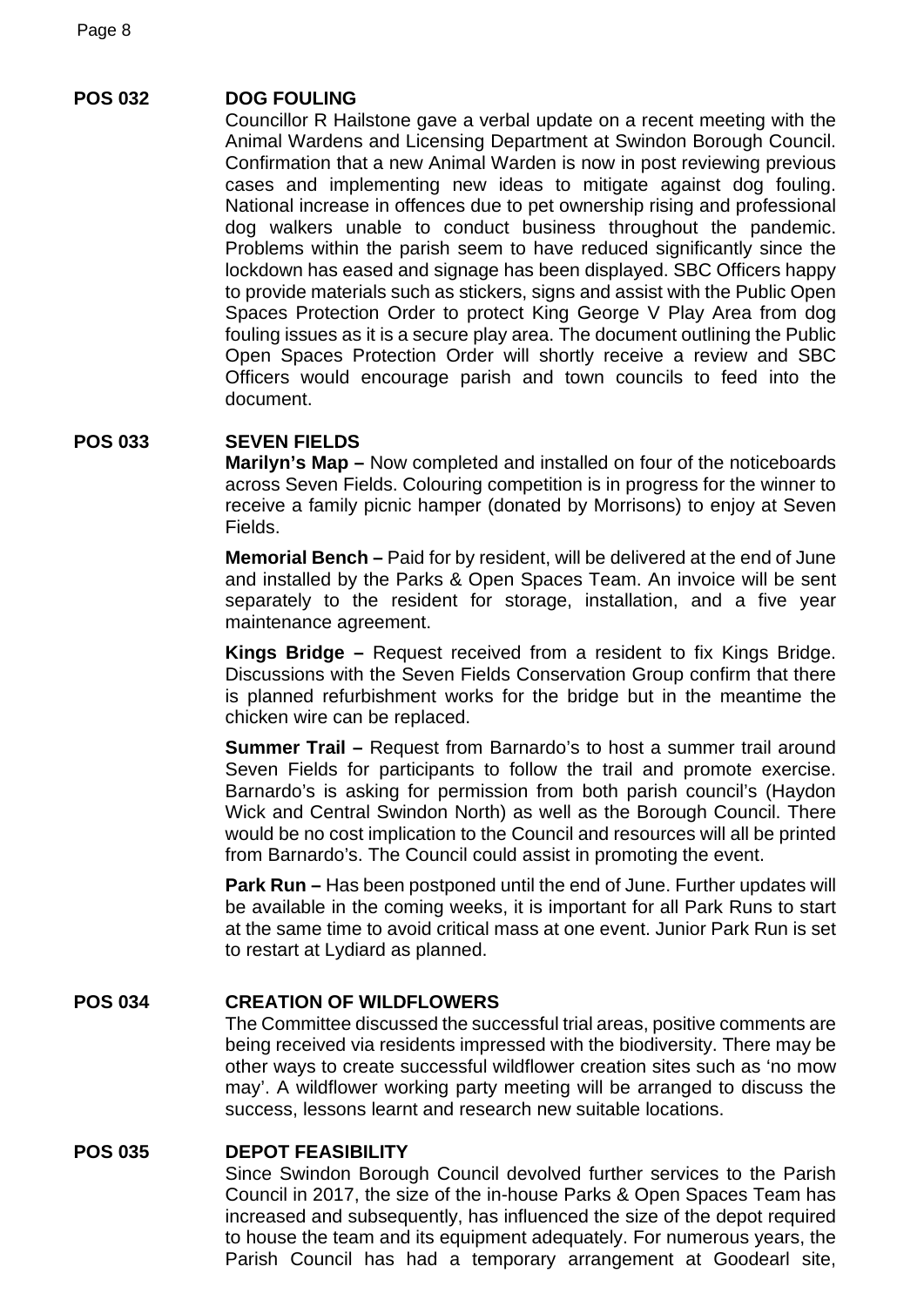**POS 032 DOG FOULING**

Councillor R Hailstone gave a verbal update on a recent meeting with the Animal Wardens and Licensing Department at Swindon Borough Council. Confirmation that a new Animal Warden is now in post reviewing previous cases and implementing new ideas to mitigate against dog fouling. National increase in offences due to pet ownership rising and professional dog walkers unable to conduct business throughout the pandemic. Problems within the parish seem to have reduced significantly since the lockdown has eased and signage has been displayed. SBC Officers happy to provide materials such as stickers, signs and assist with the Public Open Spaces Protection Order to protect King George V Play Area from dog fouling issues as it is a secure play area. The document outlining the Public Open Spaces Protection Order will shortly receive a review and SBC Officers would encourage parish and town councils to feed into the document.

**POS 033 SEVEN FIELDS**

**Marilyn's Map –** Now completed and installed on four of the noticeboards across Seven Fields. Colouring competition is in progress for the winner to receive a family picnic hamper (donated by Morrisons) to enjoy at Seven Fields.

**Memorial Bench –** Paid for by resident, will be delivered at the end of June and installed by the Parks & Open Spaces Team. An invoice will be sent separately to the resident for storage, installation, and a five year maintenance agreement.

**Kings Bridge –** Request received from a resident to fix Kings Bridge. Discussions with the Seven Fields Conservation Group confirm that there is planned refurbishment works for the bridge but in the meantime the chicken wire can be replaced.

**Summer Trail –** Request from Barnardo's to host a summer trail around Seven Fields for participants to follow the trail and promote exercise. Barnardo's is asking for permission from both parish council's (Haydon Wick and Central Swindon North) as well as the Borough Council. There would be no cost implication to the Council and resources will all be printed from Barnardo's. The Council could assist in promoting the event.

**Park Run –** Has been postponed until the end of June. Further updates will be available in the coming weeks, it is important for all Park Runs to start at the same time to avoid critical mass at one event. Junior Park Run is set to restart at Lydiard as planned.

**POS 034 CREATION OF WILDFLOWERS**

The Committee discussed the successful trial areas, positive comments are being received via residents impressed with the biodiversity. There may be other ways to create successful wildflower creation sites such as 'no mow may'. A wildflower working party meeting will be arranged to discuss the success, lessons learnt and research new suitable locations.

**POS 035 DEPOT FEASIBILITY**

Since Swindon Borough Council devolved further services to the Parish Council in 2017, the size of the in-house Parks & Open Spaces Team has increased and subsequently, has influenced the size of the depot required to house the team and its equipment adequately. For numerous years, the Parish Council has had a temporary arrangement at Goodearl site,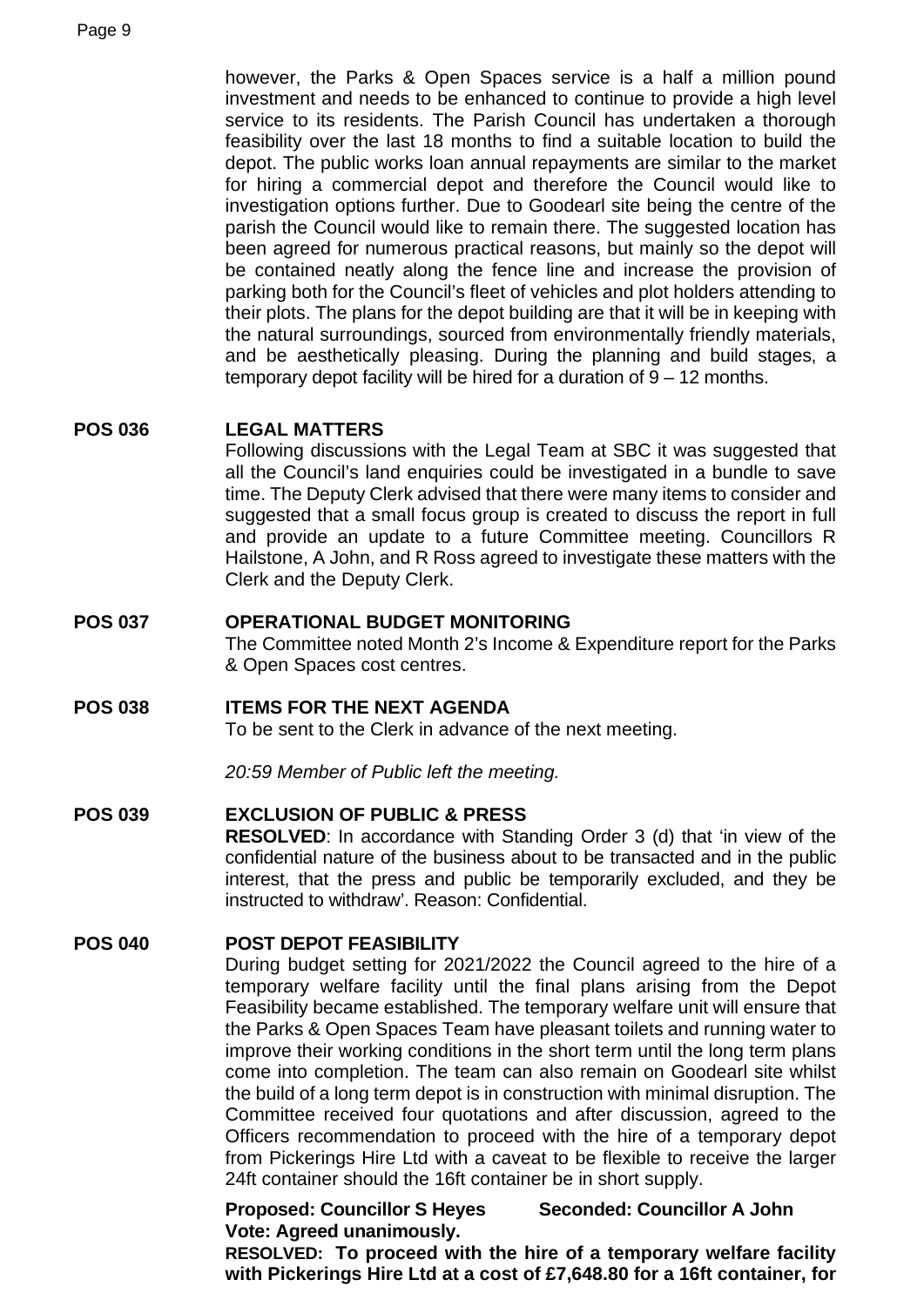however, the Parks & Open Spaces service is a half a million pound investment and needs to be enhanced to continue to provide a high level service to its residents. The Parish Council has undertaken a thorough feasibility over the last 18 months to find a suitable location to build the depot. The public works loan annual repayments are similar to the market for hiring a commercial depot and therefore the Council would like to investigation options further. Due to Goodearl site being the centre of the parish the Council would like to remain there. The suggested location has been agreed for numerous practical reasons, but mainly so the depot will be contained neatly along the fence line and increase the provision of parking both for the Council's fleet of vehicles and plot holders attending to their plots. The plans for the depot building are that it will be in keeping with the natural surroundings, sourced from environmentally friendly materials, and be aesthetically pleasing. During the planning and build stages, a temporary depot facility will be hired for a duration of 9 – 12 months.

**POS 036 LEGAL MATTERS**

Following discussions with the Legal Team at SBC it was suggested that all the Council's land enquiries could be investigated in a bundle to save time. The Deputy Clerk advised that there were many items to consider and suggested that a small focus group is created to discuss the report in full and provide an update to a future Committee meeting. Councillors R Hailstone, A John, and R Ross agreed to investigate these matters with the Clerk and the Deputy Clerk.

**POS 037 OPERATIONAL BUDGET MONITORING**

The Committee noted Month 2's Income & Expenditure report for the Parks & Open Spaces cost centres.

**POS 038 ITEMS FOR THE NEXT AGENDA**

To be sent to the Clerk in advance of the next meeting.

*20:59 Member of Public left the meeting.*

**POS 039 EXCLUSION OF PUBLIC & PRESS**

**RESOLVED**: In accordance with Standing Order 3 (d) that 'in view of the confidential nature of the business about to be transacted and in the public interest, that the press and public be temporarily excluded, and they be instructed to withdraw'. Reason: Confidential.

**POS 040 POST DEPOT FEASIBILITY**

During budget setting for 2021/2022 the Council agreed to the hire of a temporary welfare facility until the final plans arising from the Depot Feasibility became established. The temporary welfare unit will ensure that the Parks & Open Spaces Team have pleasant toilets and running water to improve their working conditions in the short term until the long term plans come into completion. The team can also remain on Goodearl site whilst the build of a long term depot is in construction with minimal disruption. The Committee received four quotations and after discussion, agreed to the Officers recommendation to proceed with the hire of a temporary depot from Pickerings Hire Ltd with a caveat to be flexible to receive the larger 24ft container should the 16ft container be in short supply.

**Proposed: Councillor S Heyes Seconded: Councillor A John**
**Vote: Agreed unanimously.**

**RESOLVED: To proceed with the hire of a temporary welfare facility with Pickerings Hire Ltd at a cost of £7,648.80 for a 16ft container, for**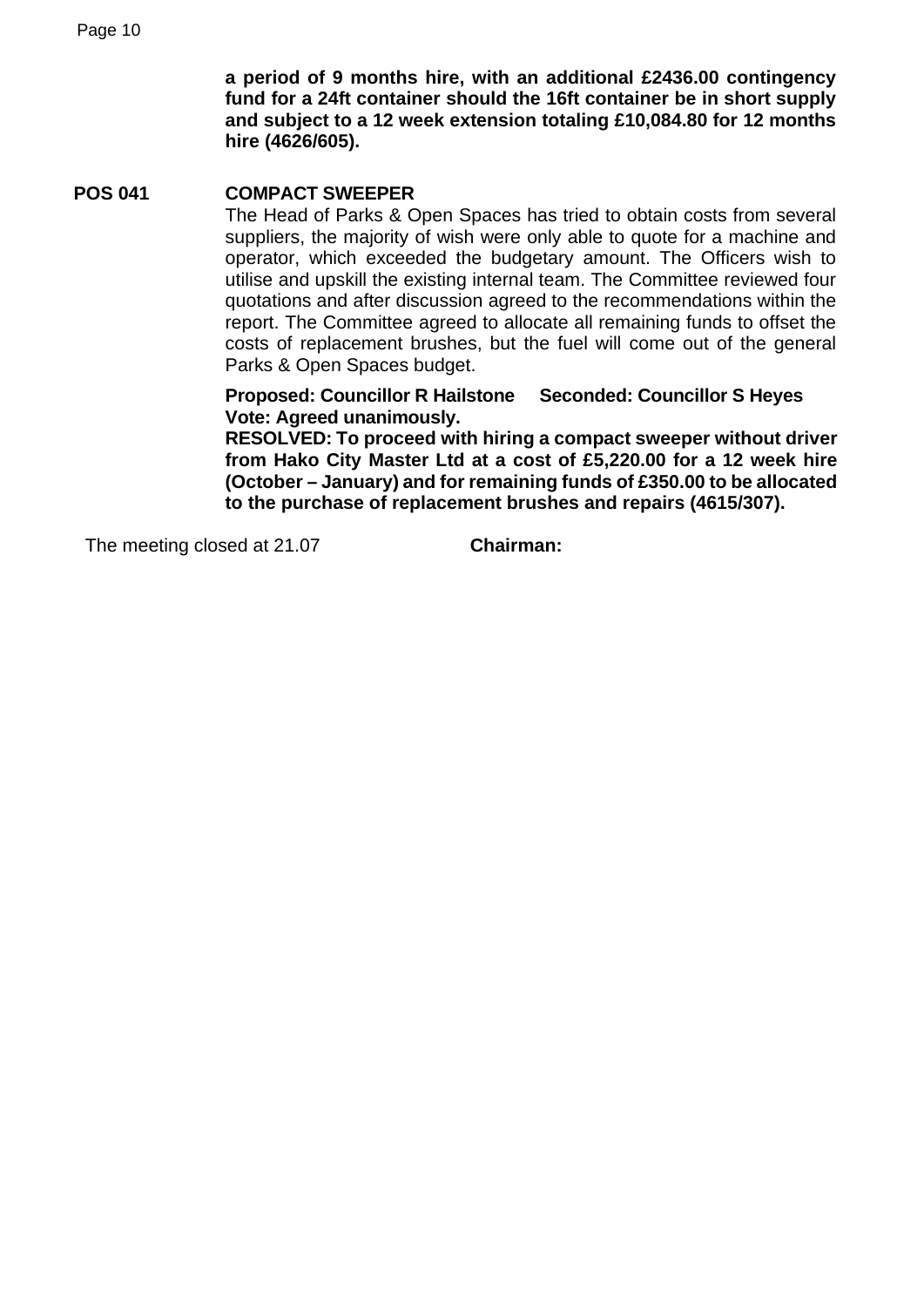**a period of 9 months hire, with an additional £2436.00 contingency fund for a 24ft container should the 16ft container be in short supply and subject to a 12 week extension totaling £10,084.80 for 12 months hire (4626/605).**

**POS 041 COMPACT SWEEPER**

The Head of Parks & Open Spaces has tried to obtain costs from several suppliers, the majority of wish were only able to quote for a machine and operator, which exceeded the budgetary amount. The Officers wish to utilise and upskill the existing internal team. The Committee reviewed four quotations and after discussion agreed to the recommendations within the report. The Committee agreed to allocate all remaining funds to offset the costs of replacement brushes, but the fuel will come out of the general Parks & Open Spaces budget.

**Proposed: Councillor R Hailstone Seconded: Councillor S Heyes**
**Vote: Agreed unanimously.**
**RESOLVED: To proceed with hiring a compact sweeper without driver from Hako City Master Ltd at a cost of £5,220.00 for a 12 week hire (October – January) and for remaining funds of £350.00 to be allocated to the purchase of replacement brushes and repairs (4615/307).**

The meeting closed at 21.07 **Chairman:**